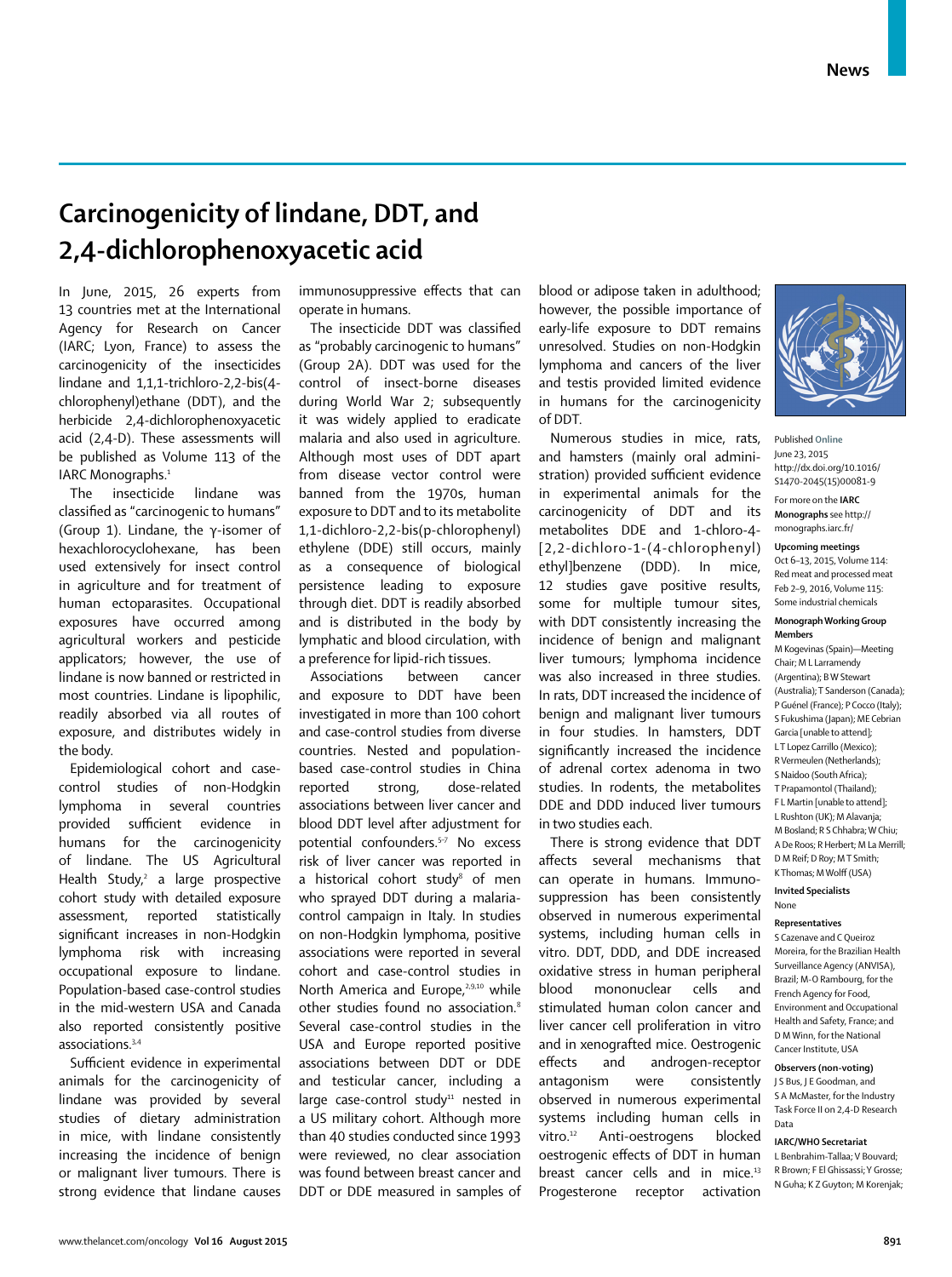# Carcinogenicity of lindane, DDT, and 2,4-dichlorophenoxyacetic acid

In June, 2015, 26 experts from 13 countries met at the International Agency for Research on Cancer (IARC; Lyon, France) to assess the carcinogenicity of the insecticides lindane and 1,1,1-trichloro-2,2-bis(4-chlorophenyl)ethane (DDT), and the herbicide 2,4-dichlorophenoxyacetic acid (2,4-D). These assessments will be published as Volume 113 of the IARC Monographs.[1]

The insecticide lindane was classified as "carcinogenic to humans" (Group 1). Lindane, the γ-isomer of hexachlorocyclohexane, has been used extensively for insect control in agriculture and for treatment of human ectoparasites. Occupational exposures have occurred among agricultural workers and pesticide applicators; however, the use of lindane is now banned or restricted in most countries. Lindane is lipophilic, readily absorbed via all routes of exposure, and distributes widely in the body.

Epidemiological cohort and case-control studies of non-Hodgkin lymphoma in several countries provided sufficient evidence in humans for the carcinogenicity of lindane. The US Agricultural Health Study,[2] a large prospective cohort study with detailed exposure assessment, reported statistically significant increases in non-Hodgkin lymphoma risk with increasing occupational exposure to lindane. Population-based case-control studies in the mid-western USA and Canada also reported consistently positive associations.[3,4]

Sufficient evidence in experimental animals for the carcinogenicity of lindane was provided by several studies of dietary administration in mice, with lindane consistently increasing the incidence of benign or malignant liver tumours. There is strong evidence that lindane causes immunosuppressive effects that can operate in humans.

The insecticide DDT was classified as "probably carcinogenic to humans" (Group 2A). DDT was used for the control of insect-borne diseases during World War 2; subsequently it was widely applied to eradicate malaria and also used in agriculture. Although most uses of DDT apart from disease vector control were banned from the 1970s, human exposure to DDT and to its metabolite 1,1-dichloro-2,2-bis(p-chlorophenyl) ethylene (DDE) still occurs, mainly as a consequence of biological persistence leading to exposure through diet. DDT is readily absorbed and is distributed in the body by lymphatic and blood circulation, with a preference for lipid-rich tissues.

Associations between cancer and exposure to DDT have been investigated in more than 100 cohort and case-control studies from diverse countries. Nested and population-based case-control studies in China reported strong, dose-related associations between liver cancer and blood DDT level after adjustment for potential confounders.[5-7] No excess risk of liver cancer was reported in a historical cohort study[8] of men who sprayed DDT during a malaria-control campaign in Italy. In studies on non-Hodgkin lymphoma, positive associations were reported in several cohort and case-control studies in North America and Europe,[2,9,10] while other studies found no association.[8] Several case-control studies in the USA and Europe reported positive associations between DDT or DDE and testicular cancer, including a large case-control study[11] nested in a US military cohort. Although more than 40 studies conducted since 1993 were reviewed, no clear association was found between breast cancer and DDT or DDE measured in samples of blood or adipose taken in adulthood; however, the possible importance of early-life exposure to DDT remains unresolved. Studies on non-Hodgkin lymphoma and cancers of the liver and testis provided limited evidence in humans for the carcinogenicity of DDT.

Numerous studies in mice, rats, and hamsters (mainly oral administration) provided sufficient evidence in experimental animals for the carcinogenicity of DDT and its metabolites DDE and 1-chloro-4-[2,2-dichloro-1-(4-chlorophenyl) ethyl]benzene (DDD). In mice, 12 studies gave positive results, some for multiple tumour sites, with DDT consistently increasing the incidence of benign and malignant liver tumours; lymphoma incidence was also increased in three studies. In rats, DDT increased the incidence of benign and malignant liver tumours in four studies. In hamsters, DDT significantly increased the incidence of adrenal cortex adenoma in two studies. In rodents, the metabolites DDE and DDD induced liver tumours in two studies each.

There is strong evidence that DDT affects several mechanisms that can operate in humans. Immunosuppression has been consistently observed in numerous experimental systems, including human cells in vitro. DDT, DDD, and DDE increased oxidative stress in human peripheral blood mononuclear cells and stimulated human colon cancer and liver cancer cell proliferation in vitro and in xenografted mice. Oestrogenic effects and androgen-receptor antagonism were consistently observed in numerous experimental systems including human cells in vitro.[12] Anti-oestrogens blocked oestrogenic effects of DDT in human breast cancer cells and in mice.[13] Progesterone receptor activation

Published Online June 23, 2015 http://dx.doi.org/10.1016/S1470-2045(15)00081-9

For more on the **IARC Monographs** see http://monographs.iarc.fr/

**Upcoming meetings**

Oct 6–13, 2015, Volume 114: Red meat and processed meat

Feb 2–9, 2016, Volume 115: Some industrial chemicals

**Monograph Working Group Members**

M Kogevinas (Spain)—Meeting Chair; M L Larramendy (Argentina); B W Stewart (Australia); T Sanderson (Canada); P Guénel (France); P Cocco (Italy); S Fukushima (Japan); ME Cebrian Garcia [unable to attend]; L T Lopez Carrillo (Mexico); R Vermeulen (Netherlands); S Naidoo (South Africa); T Prapamontol (Thailand); F L Martin [unable to attend]; L Rushton (UK); M Alavanja; A De Roos; R Herbert; M La Merrill; M Bosland; R S Chhabra; W Chiu; D M Reif; D Roy; M T Smith; K Thomas; M Wolff (USA)

**Invited Specialists**

None

**Representatives**

S Cazenave and C Queiroz Moreira, for the Brazilian Health Surveillance Agency (ANVISA), Brazil; M-O Rambourg, for the French Agency for Food, Environment and Occupational Health and Safety, France; and D M Winn, for the National Cancer Institute, USA

**Observers (non-voting)**

J S Bus, J E Goodman, and S A McMaster, for the Industry Task Force II on 2,4-D Research Data

**IARC/WHO Secretariat**

L Benbrahim-Tallaa; V Bouvard; R Brown; F El Ghissassi; Y Grosse; N Guha; K Z Guyton; M Korenjak;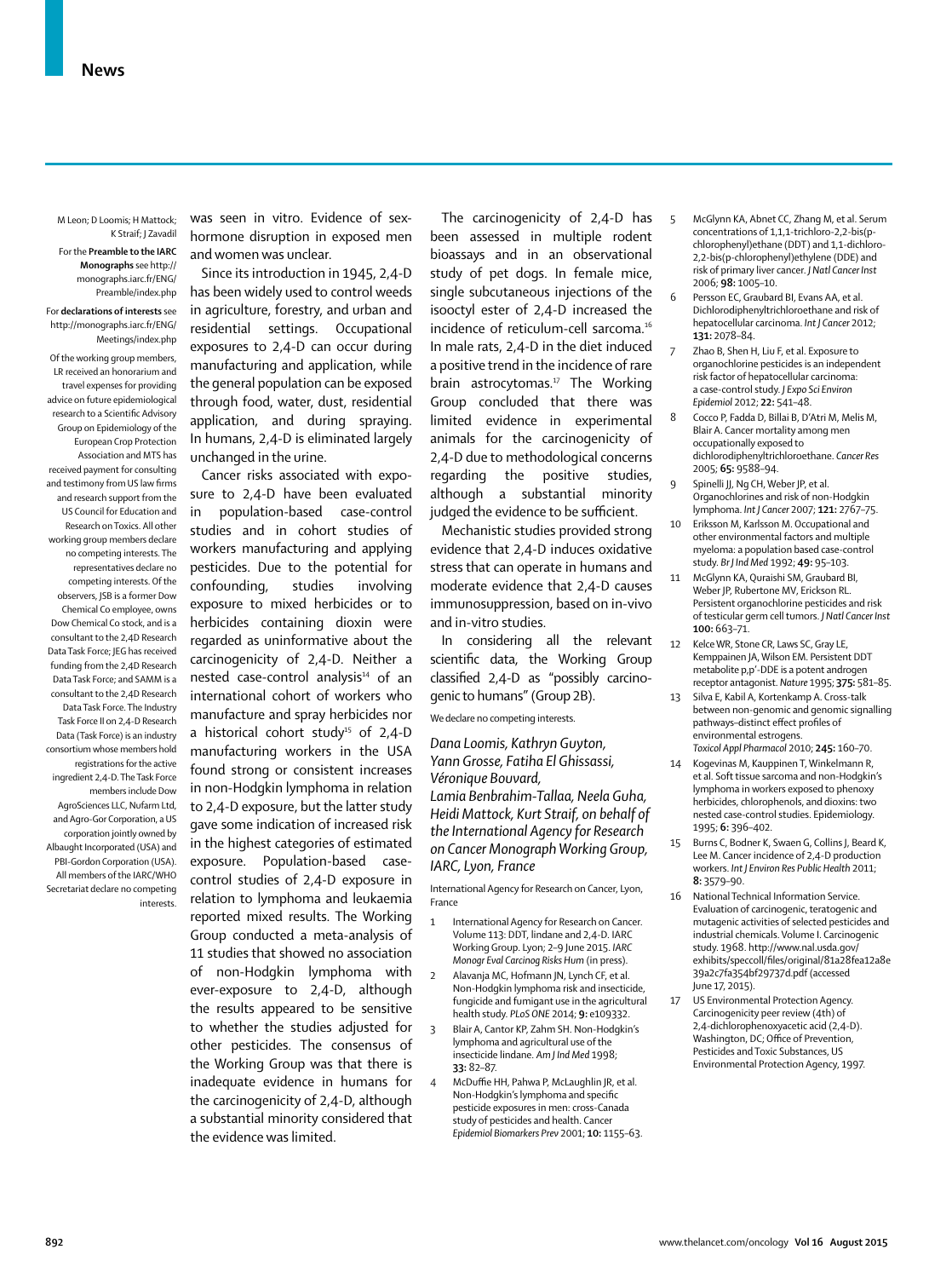M Leon; D Loomis; H Mattock; K Straif; J Zavadil

For the **Preamble to the IARC Monographs** see http://monographs.iarc.fr/ENG/Preamble/index.php

For **declarations of interests** see http://monographs.iarc.fr/ENG/Meetings/index.php

Of the working group members, LR received an honorarium and travel expenses for providing advice on future epidemiological research to a Scientific Advisory Group on Epidemiology of the European Crop Protection Association and MTS has received payment for consulting and testimony from US law firms and research support from the US Council for Education and Research on Toxics. All other working group members declare no competing interests. The representatives declare no competing interests. Of the observers, JSB is a former Dow Chemical Co employee, owns Dow Chemical Co stock, and is a consultant to the 2,4D Research Data Task Force; JEG has received funding from the 2,4D Research Data Task Force; and SAMM is a consultant to the 2,4D Research Data Task Force. The Industry Task Force II on 2,4-D Research Data (Task Force) is an industry consortium whose members hold registrations for the active ingredient 2,4-D. The Task Force members include Dow AgroSciences LLC, Nufarm Ltd, and Agro-Gor Corporation, a US corporation jointly owned by Albaught Incorporated (USA) and PBI-Gordon Corporation (USA). All members of the IARC/WHO Secretariat declare no competing interests.

was seen in vitro. Evidence of sex-hormone disruption in exposed men and women was unclear.

Since its introduction in 1945, 2,4-D has been widely used to control weeds in agriculture, forestry, and urban and residential settings. Occupational exposures to 2,4-D can occur during manufacturing and application, while the general population can be exposed through food, water, dust, residential application, and during spraying. In humans, 2,4-D is eliminated largely unchanged in the urine.

Cancer risks associated with exposure to 2,4-D have been evaluated in population-based case-control studies and in cohort studies of workers manufacturing and applying pesticides. Due to the potential for confounding, studies involving exposure to mixed herbicides or to herbicides containing dioxin were regarded as uninformative about the carcinogenicity of 2,4-D. Neither a nested case-control analysis[14] of an international cohort of workers who manufacture and spray herbicides nor a historical cohort study[15] of 2,4-D manufacturing workers in the USA found strong or consistent increases in non-Hodgkin lymphoma in relation to 2,4-D exposure, but the latter study gave some indication of increased risk in the highest category of estimated exposure. Population-based case-control studies of 2,4-D exposure in relation to lymphoma and leukaemia reported mixed results. The Working Group conducted a meta-analysis of 11 studies that showed no association of non-Hodgkin lymphoma with ever-exposure to 2,4-D, although the results appeared to be sensitive to whether the studies adjusted for other pesticides. The consensus of the Working Group was that there is inadequate evidence in humans for the carcinogenicity of 2,4-D, although a substantial minority considered that the evidence was limited.

The carcinogenicity of 2,4-D has been assessed in multiple rodent bioassays and in an observational study of pet dogs. In female mice, single subcutaneous injections of the isooctyl ester of 2,4-D increased the incidence of reticulum-cell sarcoma.[16] In male rats, 2,4-D in the diet induced a positive trend in the incidence of rare brain astrocytomas.[17] The Working Group concluded that there was limited evidence in experimental animals for the carcinogenicity of 2,4-D due to methodological concerns regarding the positive studies, although a substantial minority judged the evidence to be sufficient.

Mechanistic studies provided strong evidence that 2,4-D induces oxidative stress that can operate in humans and moderate evidence that 2,4-D causes immunosuppression, based on in-vivo and in-vitro studies.

In considering all the relevant scientific data, the Working Group classified 2,4-D as "possibly carcinogenic to humans" (Group 2B).

We declare no competing interests.

*Dana Loomis, Kathryn Guyton, Yann Grosse, Fatiha El Ghissassi, Véronique Bouvard, Lamia Benbrahim-Tallaa, Neela Guha, Heidi Mattock, Kurt Straif, on behalf of the International Agency for Research on Cancer Monograph Working Group, IARC, Lyon, France*

International Agency for Research on Cancer, Lyon, France

1. International Agency for Research on Cancer. Volume 113: DDT, lindane and 2,4-D. IARC Working Group. Lyon; 2–9 June 2015. *IARC Monogr Eval Carcinog Risks Hum* (in press).
2. Alavanja MC, Hofmann JN, Lynch CF, et al. Non-Hodgkin lymphoma risk and insecticide, fungicide and fumigant use in the agricultural health study. *PLoS ONE* 2014; **9:** e109332.
3. Blair A, Cantor KP, Zahm SH. Non-Hodgkin's lymphoma and agricultural use of the insecticide lindane. *Am J Ind Med* 1998; **33:** 82–87.
4. McDuffie HH, Pahwa P, McLaughlin JR, et al. Non-Hodgkin's lymphoma and specific pesticide exposures in men: cross-Canada study of pesticides and health. *Cancer Epidemiol Biomarkers Prev* 2001; **10:** 1155–63.
5. McGlynn KA, Abnet CC, Zhang M, et al. Serum concentrations of 1,1,1-trichloro-2,2-bis(p-chlorophenyl)ethane (DDT) and 1,1-dichloro-2,2-bis(p-chlorophenyl)ethylene (DDE) and risk of primary liver cancer. *J Natl Cancer Inst* 2006; **98:** 1005–10.
6. Persson EC, Graubard BI, Evans AA, et al. Dichlorodiphenyltrichloroethane and risk of hepatocellular carcinoma. *Int J Cancer* 2012; **131:** 2078–84.
7. Zhao B, Shen H, Liu F, et al. Exposure to organochlorine pesticides is an independent risk factor of hepatocellular carcinoma: a case-control study. *J Expo Sci Environ Epidemiol* 2012; **22:** 541–48.
8. Cocco P, Fadda D, Billai B, D'Atri M, Melis M, Blair A. Cancer mortality among men occupationally exposed to dichlorodiphenyltrichloroethane. *Cancer Res* 2005; **65:** 9588–94.
9. Spinelli JJ, Ng CH, Weber JP, et al. Organochlorines and risk of non-Hodgkin lymphoma. *Int J Cancer* 2007; **121:** 2767–75.
10. Eriksson M, Karlsson M. Occupational and other environmental factors and multiple myeloma: a population based case-control study. *Br J Ind Med* 1992; **49:** 95–103.
11. McGlynn KA, Quraishi SM, Graubard BI, Weber JP, Rubertone MV, Erickson RL. Persistent organochlorine pesticides and risk of testicular germ cell tumors. *J Natl Cancer Inst* **100:** 663–71.
12. Kelce WR, Stone CR, Laws SC, Gray LE, Kemppainen JA, Wilson EM. Persistent DDT metabolite p,p'-DDE is a potent androgen receptor antagonist. *Nature* 1995; **375:** 581–85.
13. Silva E, Kabil A, Kortenkamp A. Cross-talk between non-genomic and genomic signalling pathways–distinct effect profiles of environmental estrogens. *Toxicol Appl Pharmacol* 2010; **245:** 160–70.
14. Kogevinas M, Kauppinen T, Winkelmann R, et al. Soft tissue sarcoma and non-Hodgkin's lymphoma in workers exposed to phenoxy herbicides, chlorophenols, and dioxins: two nested case-control studies. Epidemiology. 1995; **6:** 396–402.
15. Burns C, Bodner K, Swaen G, Collins J, Beard K, Lee M. Cancer incidence of 2,4-D production workers. *Int J Environ Res Public Health* 2011; **8:** 3579–90.
16. National Technical Information Service. Evaluation of carcinogenic, teratogenic and mutagenic activities of selected pesticides and industrial chemicals. Volume I. Carcinogenic study. 1968. http://www.nal.usda.gov/exhibits/speccoll/files/original/81a28fea12a8e39a2c7fa354bf29737d.pdf (accessed June 17, 2015).
17. US Environmental Protection Agency. Carcinogenicity peer review (4th) of 2,4-dichlorophenoxyacetic acid (2,4-D). Washington, DC; Office of Prevention, Pesticides and Toxic Substances, US Environmental Protection Agency, 1997.